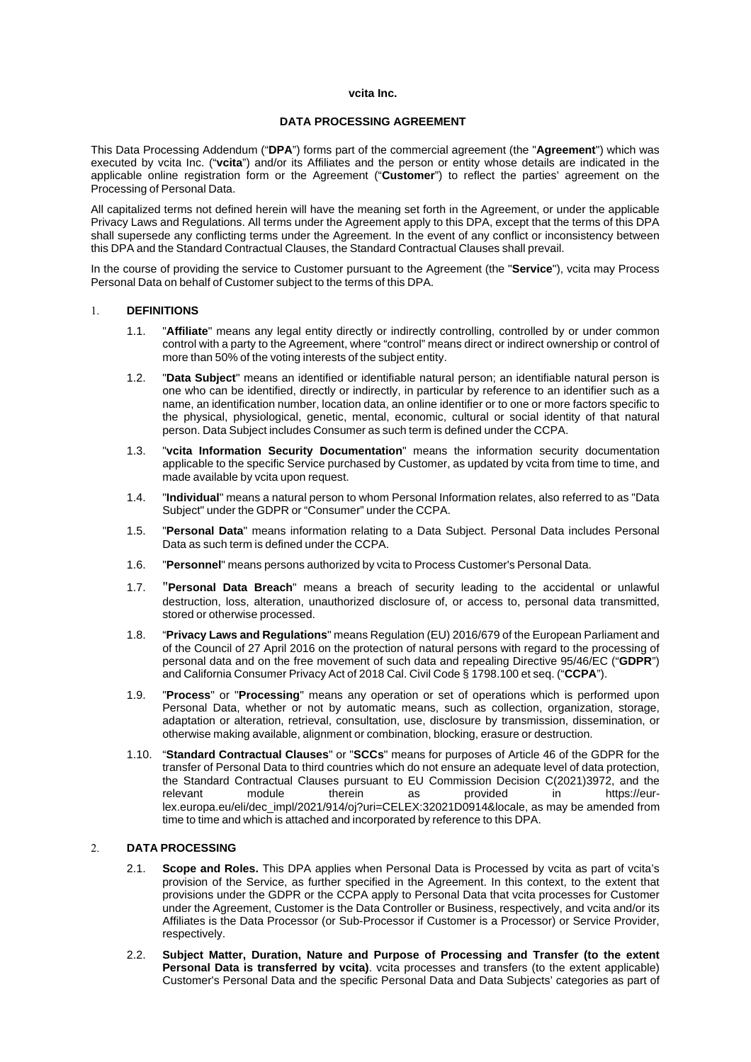**vcita Inc.**

# DATA PROCESSING AGREEMENT

This Data Processing Addendum ("**DPA**") forms part of the commercial agreement (the "**Agreement**") which was executed by vcita Inc. ("**vcita**") and/or its Affiliates and the person or entity whose details are indicated in the applicable online registration form or the Agreement ("**Customer**") to reflect the parties' agreement on the Processing of Personal Data.

All capitalized terms not defined herein will have the meaning set forth in the Agreement, or under the applicable Privacy Laws and Regulations. All terms under the Agreement apply to this DPA, except that the terms of this DPA shall supersede any conflicting terms under the Agreement. In the event of any conflict or inconsistency between this DPA and the Standard Contractual Clauses, the Standard Contractual Clauses shall prevail.

In the course of providing the service to Customer pursuant to the Agreement (the "**Service**"), vcita may Process Personal Data on behalf of Customer subject to the terms of this DPA.

## 1. DEFINITIONS

1.1. "**Affiliate**" means any legal entity directly or indirectly controlling, controlled by or under common control with a party to the Agreement, where "control" means direct or indirect ownership or control of more than 50% of the voting interests of the subject entity.

1.2. "**Data Subject**" means an identified or identifiable natural person; an identifiable natural person is one who can be identified, directly or indirectly, in particular by reference to an identifier such as a name, an identification number, location data, an online identifier or to one or more factors specific to the physical, physiological, genetic, mental, economic, cultural or social identity of that natural person. Data Subject includes Consumer as such term is defined under the CCPA.

1.3. "**vcita Information Security Documentation**" means the information security documentation applicable to the specific Service purchased by Customer, as updated by vcita from time to time, and made available by vcita upon request.

1.4. "**Individual**" means a natural person to whom Personal Information relates, also referred to as "Data Subject" under the GDPR or "Consumer" under the CCPA.

1.5. "**Personal Data**" means information relating to a Data Subject. Personal Data includes Personal Data as such term is defined under the CCPA.

1.6. "**Personnel**" means persons authorized by vcita to Process Customer's Personal Data.

1.7. "**Personal Data Breach**" means a breach of security leading to the accidental or unlawful destruction, loss, alteration, unauthorized disclosure of, or access to, personal data transmitted, stored or otherwise processed.

1.8. "**Privacy Laws and Regulations**" means Regulation (EU) 2016/679 of the European Parliament and of the Council of 27 April 2016 on the protection of natural persons with regard to the processing of personal data and on the free movement of such data and repealing Directive 95/46/EC ("**GDPR**") and California Consumer Privacy Act of 2018 Cal. Civil Code § 1798.100 et seq. ("**CCPA**").

1.9. "**Process**" or "**Processing**" means any operation or set of operations which is performed upon Personal Data, whether or not by automatic means, such as collection, organization, storage, adaptation or alteration, retrieval, consultation, use, disclosure by transmission, dissemination, or otherwise making available, alignment or combination, blocking, erasure or destruction.

1.10. "**Standard Contractual Clauses**" or "**SCCs**" means for purposes of Article 46 of the GDPR for the transfer of Personal Data to third countries which do not ensure an adequate level of data protection, the Standard Contractual Clauses pursuant to EU Commission Decision C(2021)3972, and the relevant module therein as provided in https://eur-lex.europa.eu/eli/dec_impl/2021/914/oj?uri=CELEX:32021D0914&locale, as may be amended from time to time and which is attached and incorporated by reference to this DPA.

## 2. DATA PROCESSING

2.1. **Scope and Roles.** This DPA applies when Personal Data is Processed by vcita as part of vcita's provision of the Service, as further specified in the Agreement. In this context, to the extent that provisions under the GDPR or the CCPA apply to Personal Data that vcita processes for Customer under the Agreement, Customer is the Data Controller or Business, respectively, and vcita and/or its Affiliates is the Data Processor (or Sub-Processor if Customer is a Processor) or Service Provider, respectively.

2.2. **Subject Matter, Duration, Nature and Purpose of Processing and Transfer (to the extent Personal Data is transferred by vcita)**. vcita processes and transfers (to the extent applicable) Customer's Personal Data and the specific Personal Data and Data Subjects' categories as part of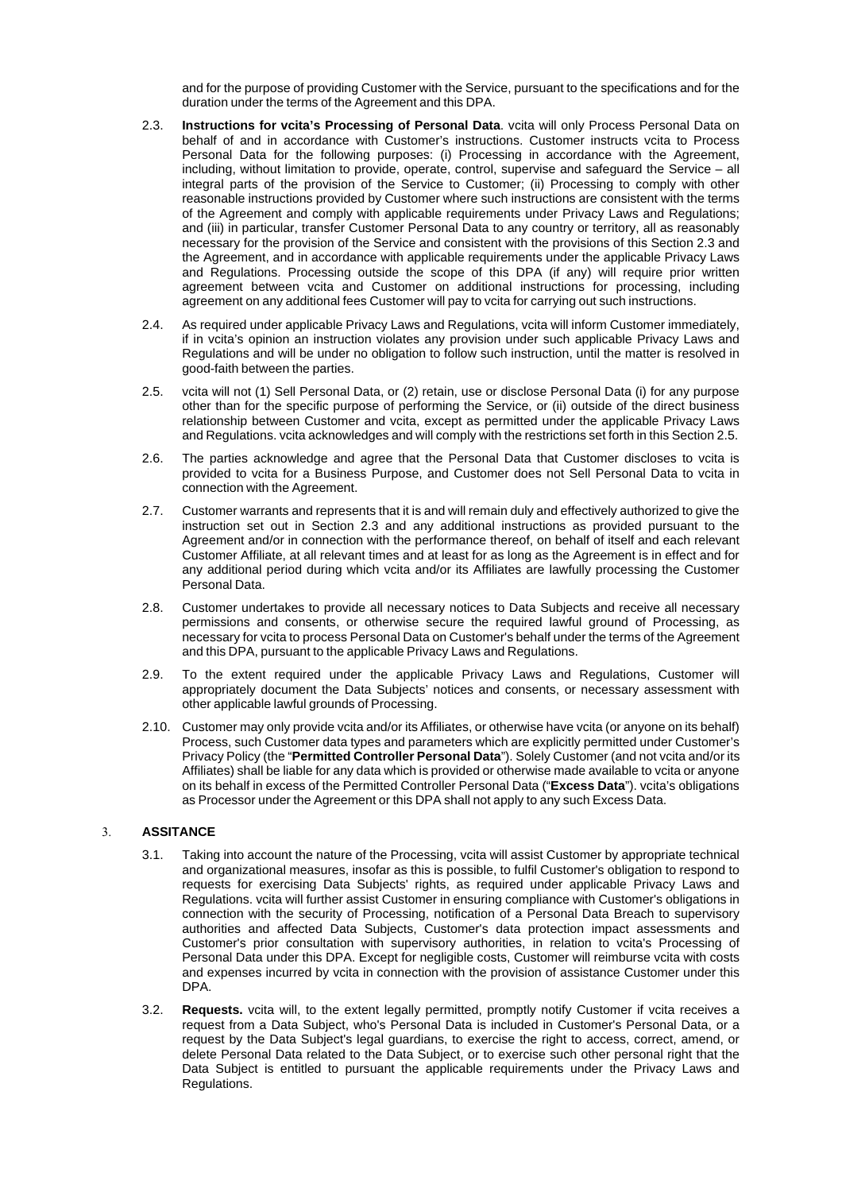and for the purpose of providing Customer with the Service, pursuant to the specifications and for the duration under the terms of the Agreement and this DPA.

2.3. **Instructions for vcita's Processing of Personal Data**. vcita will only Process Personal Data on behalf of and in accordance with Customer's instructions. Customer instructs vcita to Process Personal Data for the following purposes: (i) Processing in accordance with the Agreement, including, without limitation to provide, operate, control, supervise and safeguard the Service – all integral parts of the provision of the Service to Customer; (ii) Processing to comply with other reasonable instructions provided by Customer where such instructions are consistent with the terms of the Agreement and comply with applicable requirements under Privacy Laws and Regulations; and (iii) in particular, transfer Customer Personal Data to any country or territory, all as reasonably necessary for the provision of the Service and consistent with the provisions of this Section 2.3 and the Agreement, and in accordance with applicable requirements under the applicable Privacy Laws and Regulations. Processing outside the scope of this DPA (if any) will require prior written agreement between vcita and Customer on additional instructions for processing, including agreement on any additional fees Customer will pay to vcita for carrying out such instructions.

2.4. As required under applicable Privacy Laws and Regulations, vcita will inform Customer immediately, if in vcita's opinion an instruction violates any provision under such applicable Privacy Laws and Regulations and will be under no obligation to follow such instruction, until the matter is resolved in good-faith between the parties.

2.5. vcita will not (1) Sell Personal Data, or (2) retain, use or disclose Personal Data (i) for any purpose other than for the specific purpose of performing the Service, or (ii) outside of the direct business relationship between Customer and vcita, except as permitted under the applicable Privacy Laws and Regulations. vcita acknowledges and will comply with the restrictions set forth in this Section 2.5.

2.6. The parties acknowledge and agree that the Personal Data that Customer discloses to vcita is provided to vcita for a Business Purpose, and Customer does not Sell Personal Data to vcita in connection with the Agreement.

2.7. Customer warrants and represents that it is and will remain duly and effectively authorized to give the instruction set out in Section 2.3 and any additional instructions as provided pursuant to the Agreement and/or in connection with the performance thereof, on behalf of itself and each relevant Customer Affiliate, at all relevant times and at least for as long as the Agreement is in effect and for any additional period during which vcita and/or its Affiliates are lawfully processing the Customer Personal Data.

2.8. Customer undertakes to provide all necessary notices to Data Subjects and receive all necessary permissions and consents, or otherwise secure the required lawful ground of Processing, as necessary for vcita to process Personal Data on Customer's behalf under the terms of the Agreement and this DPA, pursuant to the applicable Privacy Laws and Regulations.

2.9. To the extent required under the applicable Privacy Laws and Regulations, Customer will appropriately document the Data Subjects' notices and consents, or necessary assessment with other applicable lawful grounds of Processing.

2.10. Customer may only provide vcita and/or its Affiliates, or otherwise have vcita (or anyone on its behalf) Process, such Customer data types and parameters which are explicitly permitted under Customer's Privacy Policy (the "**Permitted Controller Personal Data**"). Solely Customer (and not vcita and/or its Affiliates) shall be liable for any data which is provided or otherwise made available to vcita or anyone on its behalf in excess of the Permitted Controller Personal Data ("**Excess Data**"). vcita's obligations as Processor under the Agreement or this DPA shall not apply to any such Excess Data.

3. **ASSITANCE**

3.1. Taking into account the nature of the Processing, vcita will assist Customer by appropriate technical and organizational measures, insofar as this is possible, to fulfil Customer's obligation to respond to requests for exercising Data Subjects' rights, as required under applicable Privacy Laws and Regulations. vcita will further assist Customer in ensuring compliance with Customer's obligations in connection with the security of Processing, notification of a Personal Data Breach to supervisory authorities and affected Data Subjects, Customer's data protection impact assessments and Customer's prior consultation with supervisory authorities, in relation to vcita's Processing of Personal Data under this DPA. Except for negligible costs, Customer will reimburse vcita with costs and expenses incurred by vcita in connection with the provision of assistance Customer under this DPA.

3.2. **Requests.** vcita will, to the extent legally permitted, promptly notify Customer if vcita receives a request from a Data Subject, who's Personal Data is included in Customer's Personal Data, or a request by the Data Subject's legal guardians, to exercise the right to access, correct, amend, or delete Personal Data related to the Data Subject, or to exercise such other personal right that the Data Subject is entitled to pursuant the applicable requirements under the Privacy Laws and Regulations.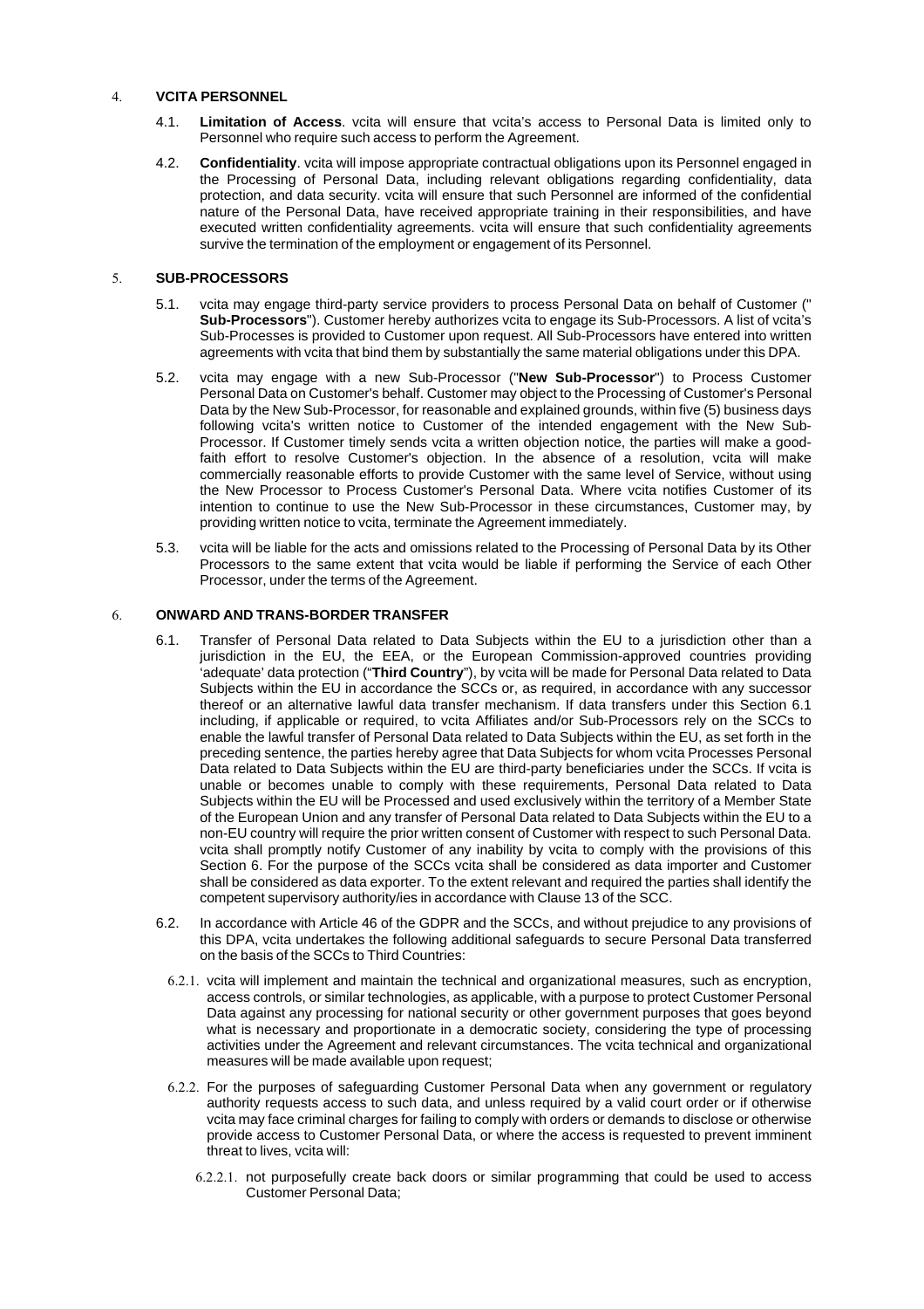## 4. VCITA PERSONNEL

4.1. **Limitation of Access**. vcita will ensure that vcita's access to Personal Data is limited only to Personnel who require such access to perform the Agreement.

4.2. **Confidentiality**. vcita will impose appropriate contractual obligations upon its Personnel engaged in the Processing of Personal Data, including relevant obligations regarding confidentiality, data protection, and data security. vcita will ensure that such Personnel are informed of the confidential nature of the Personal Data, have received appropriate training in their responsibilities, and have executed written confidentiality agreements. vcita will ensure that such confidentiality agreements survive the termination of the employment or engagement of its Personnel.

## 5. SUB-PROCESSORS

5.1. vcita may engage third-party service providers to process Personal Data on behalf of Customer ("**Sub-Processors**"). Customer hereby authorizes vcita to engage its Sub-Processors. A list of vcita's Sub-Processes is provided to Customer upon request. All Sub-Processors have entered into written agreements with vcita that bind them by substantially the same material obligations under this DPA.

5.2. vcita may engage with a new Sub-Processor ("**New Sub-Processor**") to Process Customer Personal Data on Customer's behalf. Customer may object to the Processing of Customer's Personal Data by the New Sub-Processor, for reasonable and explained grounds, within five (5) business days following vcita's written notice to Customer of the intended engagement with the New Sub-Processor. If Customer timely sends vcita a written objection notice, the parties will make a good-faith effort to resolve Customer's objection. In the absence of a resolution, vcita will make commercially reasonable efforts to provide Customer with the same level of Service, without using the New Processor to Process Customer's Personal Data. Where vcita notifies Customer of its intention to continue to use the New Sub-Processor in these circumstances, Customer may, by providing written notice to vcita, terminate the Agreement immediately.

5.3. vcita will be liable for the acts and omissions related to the Processing of Personal Data by its Other Processors to the same extent that vcita would be liable if performing the Service of each Other Processor, under the terms of the Agreement.

## 6. ONWARD AND TRANS-BORDER TRANSFER

6.1. Transfer of Personal Data related to Data Subjects within the EU to a jurisdiction other than a jurisdiction in the EU, the EEA, or the European Commission-approved countries providing 'adequate' data protection ("**Third Country**"), by vcita will be made for Personal Data related to Data Subjects within the EU in accordance the SCCs or, as required, in accordance with any successor thereof or an alternative lawful data transfer mechanism. If data transfers under this Section 6.1 including, if applicable or required, to vcita Affiliates and/or Sub-Processors rely on the SCCs to enable the lawful transfer of Personal Data related to Data Subjects within the EU, as set forth in the preceding sentence, the parties hereby agree that Data Subjects for whom vcita Processes Personal Data related to Data Subjects within the EU are third-party beneficiaries under the SCCs. If vcita is unable or becomes unable to comply with these requirements, Personal Data related to Data Subjects within the EU will be Processed and used exclusively within the territory of a Member State of the European Union and any transfer of Personal Data related to Data Subjects within the EU to a non-EU country will require the prior written consent of Customer with respect to such Personal Data. vcita shall promptly notify Customer of any inability by vcita to comply with the provisions of this Section 6. For the purpose of the SCCs vcita shall be considered as data importer and Customer shall be considered as data exporter. To the extent relevant and required the parties shall identify the competent supervisory authority/ies in accordance with Clause 13 of the SCC.

6.2. In accordance with Article 46 of the GDPR and the SCCs, and without prejudice to any provisions of this DPA, vcita undertakes the following additional safeguards to secure Personal Data transferred on the basis of the SCCs to Third Countries:

6.2.1. vcita will implement and maintain the technical and organizational measures, such as encryption, access controls, or similar technologies, as applicable, with a purpose to protect Customer Personal Data against any processing for national security or other government purposes that goes beyond what is necessary and proportionate in a democratic society, considering the type of processing activities under the Agreement and relevant circumstances. The vcita technical and organizational measures will be made available upon request;

6.2.2. For the purposes of safeguarding Customer Personal Data when any government or regulatory authority requests access to such data, and unless required by a valid court order or if otherwise vcita may face criminal charges for failing to comply with orders or demands to disclose or otherwise provide access to Customer Personal Data, or where the access is requested to prevent imminent threat to lives, vcita will:

6.2.2.1. not purposefully create back doors or similar programming that could be used to access Customer Personal Data;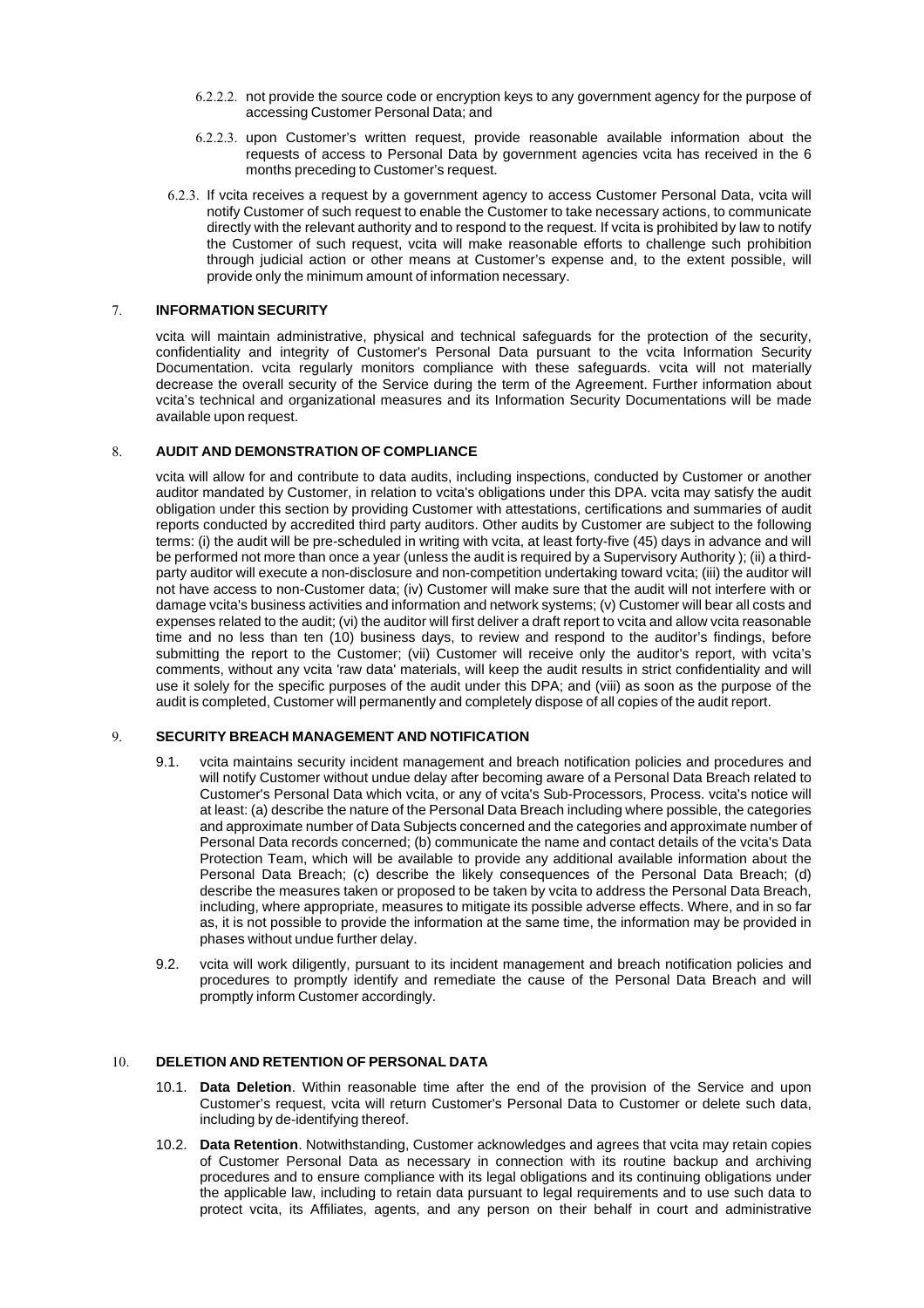6.2.2.2. not provide the source code or encryption keys to any government agency for the purpose of accessing Customer Personal Data; and

6.2.2.3. upon Customer's written request, provide reasonable available information about the requests of access to Personal Data by government agencies vcita has received in the 6 months preceding to Customer's request.

6.2.3. If vcita receives a request by a government agency to access Customer Personal Data, vcita will notify Customer of such request to enable the Customer to take necessary actions, to communicate directly with the relevant authority and to respond to the request. If vcita is prohibited by law to notify the Customer of such request, vcita will make reasonable efforts to challenge such prohibition through judicial action or other means at Customer's expense and, to the extent possible, will provide only the minimum amount of information necessary.

## 7. INFORMATION SECURITY

vcita will maintain administrative, physical and technical safeguards for the protection of the security, confidentiality and integrity of Customer's Personal Data pursuant to the vcita Information Security Documentation. vcita regularly monitors compliance with these safeguards. vcita will not materially decrease the overall security of the Service during the term of the Agreement. Further information about vcita's technical and organizational measures and its Information Security Documentations will be made available upon request.

## 8. AUDIT AND DEMONSTRATION OF COMPLIANCE

vcita will allow for and contribute to data audits, including inspections, conducted by Customer or another auditor mandated by Customer, in relation to vcita's obligations under this DPA. vcita may satisfy the audit obligation under this section by providing Customer with attestations, certifications and summaries of audit reports conducted by accredited third party auditors. Other audits by Customer are subject to the following terms: (i) the audit will be pre-scheduled in writing with vcita, at least forty-five (45) days in advance and will be performed not more than once a year (unless the audit is required by a Supervisory Authority ); (ii) a third-party auditor will execute a non-disclosure and non-competition undertaking toward vcita; (iii) the auditor will not have access to non-Customer data; (iv) Customer will make sure that the audit will not interfere with or damage vcita's business activities and information and network systems; (v) Customer will bear all costs and expenses related to the audit; (vi) the auditor will first deliver a draft report to vcita and allow vcita reasonable time and no less than ten (10) business days, to review and respond to the auditor's findings, before submitting the report to the Customer; (vii) Customer will receive only the auditor's report, with vcita's comments, without any vcita 'raw data' materials, will keep the audit results in strict confidentiality and will use it solely for the specific purposes of the audit under this DPA; and (viii) as soon as the purpose of the audit is completed, Customer will permanently and completely dispose of all copies of the audit report.

## 9. SECURITY BREACH MANAGEMENT AND NOTIFICATION

9.1. vcita maintains security incident management and breach notification policies and procedures and will notify Customer without undue delay after becoming aware of a Personal Data Breach related to Customer's Personal Data which vcita, or any of vcita's Sub-Processors, Process. vcita's notice will at least: (a) describe the nature of the Personal Data Breach including where possible, the categories and approximate number of Data Subjects concerned and the categories and approximate number of Personal Data records concerned; (b) communicate the name and contact details of the vcita's Data Protection Team, which will be available to provide any additional available information about the Personal Data Breach; (c) describe the likely consequences of the Personal Data Breach; (d) describe the measures taken or proposed to be taken by vcita to address the Personal Data Breach, including, where appropriate, measures to mitigate its possible adverse effects. Where, and in so far as, it is not possible to provide the information at the same time, the information may be provided in phases without undue further delay.

9.2. vcita will work diligently, pursuant to its incident management and breach notification policies and procedures to promptly identify and remediate the cause of the Personal Data Breach and will promptly inform Customer accordingly.

## 10. DELETION AND RETENTION OF PERSONAL DATA

10.1. **Data Deletion**. Within reasonable time after the end of the provision of the Service and upon Customer's request, vcita will return Customer's Personal Data to Customer or delete such data, including by de-identifying thereof.

10.2. **Data Retention**. Notwithstanding, Customer acknowledges and agrees that vcita may retain copies of Customer Personal Data as necessary in connection with its routine backup and archiving procedures and to ensure compliance with its legal obligations and its continuing obligations under the applicable law, including to retain data pursuant to legal requirements and to use such data to protect vcita, its Affiliates, agents, and any person on their behalf in court and administrative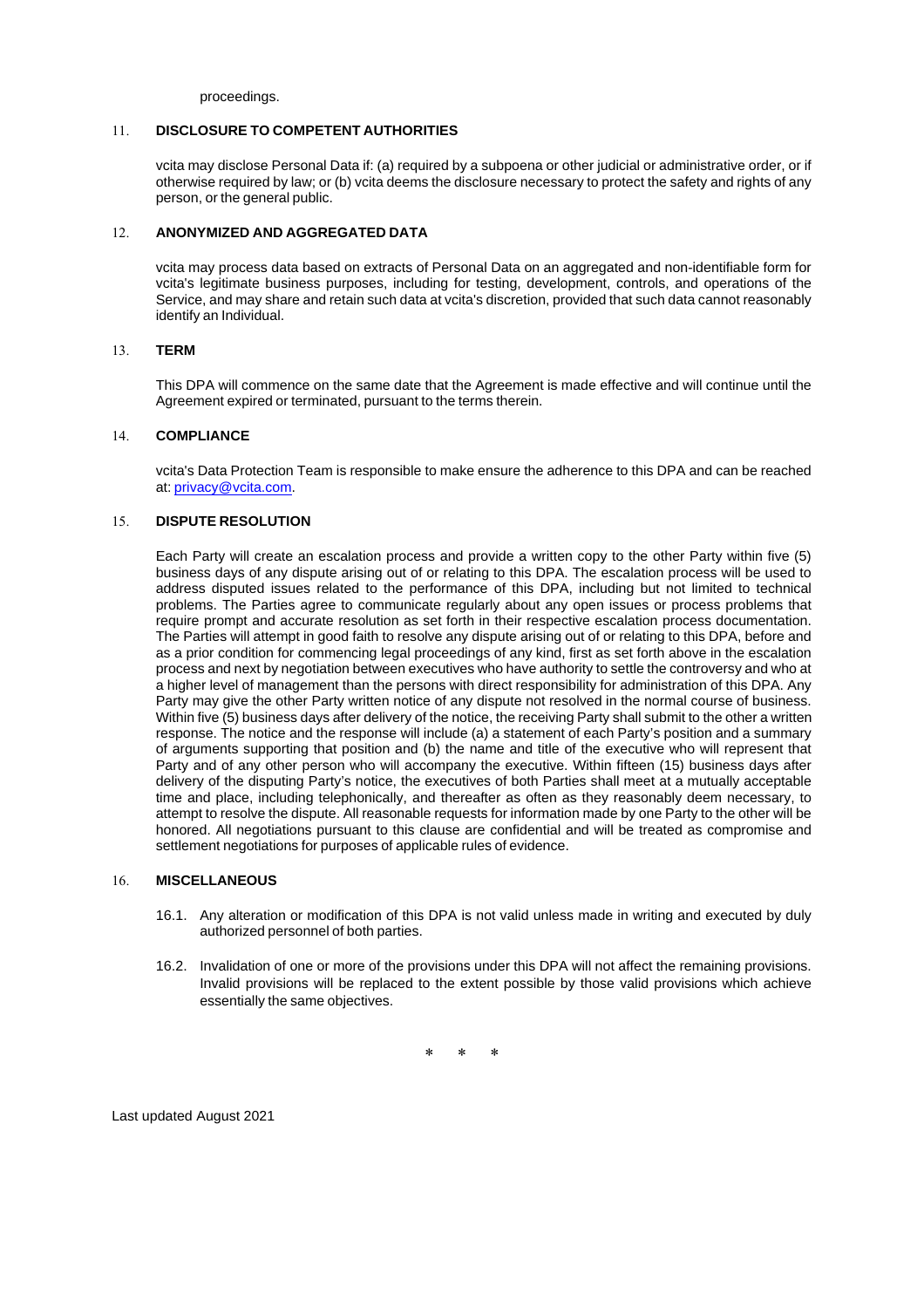proceedings.

## 11. DISCLOSURE TO COMPETENT AUTHORITIES

vcita may disclose Personal Data if: (a) required by a subpoena or other judicial or administrative order, or if otherwise required by law; or (b) vcita deems the disclosure necessary to protect the safety and rights of any person, or the general public.

## 12. ANONYMIZED AND AGGREGATED DATA

vcita may process data based on extracts of Personal Data on an aggregated and non-identifiable form for vcita's legitimate business purposes, including for testing, development, controls, and operations of the Service, and may share and retain such data at vcita's discretion, provided that such data cannot reasonably identify an Individual.

## 13. TERM

This DPA will commence on the same date that the Agreement is made effective and will continue until the Agreement expired or terminated, pursuant to the terms therein.

## 14. COMPLIANCE

vcita's Data Protection Team is responsible to make ensure the adherence to this DPA and can be reached at: privacy@vcita.com.

## 15. DISPUTE RESOLUTION

Each Party will create an escalation process and provide a written copy to the other Party within five (5) business days of any dispute arising out of or relating to this DPA. The escalation process will be used to address disputed issues related to the performance of this DPA, including but not limited to technical problems. The Parties agree to communicate regularly about any open issues or process problems that require prompt and accurate resolution as set forth in their respective escalation process documentation. The Parties will attempt in good faith to resolve any dispute arising out of or relating to this DPA, before and as a prior condition for commencing legal proceedings of any kind, first as set forth above in the escalation process and next by negotiation between executives who have authority to settle the controversy and who at a higher level of management than the persons with direct responsibility for administration of this DPA. Any Party may give the other Party written notice of any dispute not resolved in the normal course of business. Within five (5) business days after delivery of the notice, the receiving Party shall submit to the other a written response. The notice and the response will include (a) a statement of each Party's position and a summary of arguments supporting that position and (b) the name and title of the executive who will represent that Party and of any other person who will accompany the executive. Within fifteen (15) business days after delivery of the disputing Party's notice, the executives of both Parties shall meet at a mutually acceptable time and place, including telephonically, and thereafter as often as they reasonably deem necessary, to attempt to resolve the dispute. All reasonable requests for information made by one Party to the other will be honored. All negotiations pursuant to this clause are confidential and will be treated as compromise and settlement negotiations for purposes of applicable rules of evidence.

## 16. MISCELLANEOUS

16.1. Any alteration or modification of this DPA is not valid unless made in writing and executed by duly authorized personnel of both parties.

16.2. Invalidation of one or more of the provisions under this DPA will not affect the remaining provisions. Invalid provisions will be replaced to the extent possible by those valid provisions which achieve essentially the same objectives.

\* \* \*

Last updated August 2021